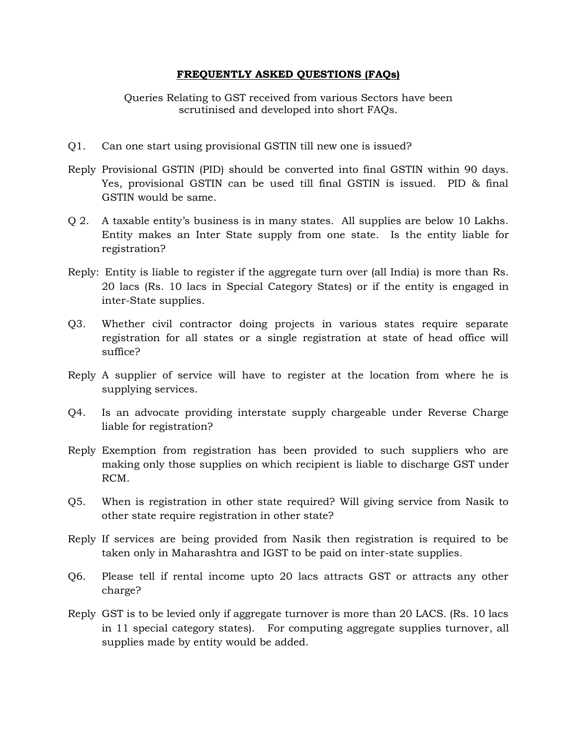# FREQUENTLY ASKED QUESTIONS (FAQs)

Queries Relating to GST received from various Sectors have been scrutinised and developed into short FAQs.

Q1. Can one start using provisional GSTIN till new one is issued?

Reply Provisional GSTIN (PID) should be converted into final GSTIN within 90 days. Yes, provisional GSTIN can be used till final GSTIN is issued. PID & final GSTIN would be same.

Q 2. A taxable entity's business is in many states. All supplies are below 10 Lakhs. Entity makes an Inter State supply from one state. Is the entity liable for registration?

Reply: Entity is liable to register if the aggregate turn over (all India) is more than Rs. 20 lacs (Rs. 10 lacs in Special Category States) or if the entity is engaged in inter-State supplies.

Q3. Whether civil contractor doing projects in various states require separate registration for all states or a single registration at state of head office will suffice?

Reply A supplier of service will have to register at the location from where he is supplying services.

Q4. Is an advocate providing interstate supply chargeable under Reverse Charge liable for registration?

Reply Exemption from registration has been provided to such suppliers who are making only those supplies on which recipient is liable to discharge GST under RCM.

Q5. When is registration in other state required? Will giving service from Nasik to other state require registration in other state?

Reply If services are being provided from Nasik then registration is required to be taken only in Maharashtra and IGST to be paid on inter-state supplies.

Q6. Please tell if rental income upto 20 lacs attracts GST or attracts any other charge?

Reply GST is to be levied only if aggregate turnover is more than 20 LACS. (Rs. 10 lacs in 11 special category states). For computing aggregate supplies turnover, all supplies made by entity would be added.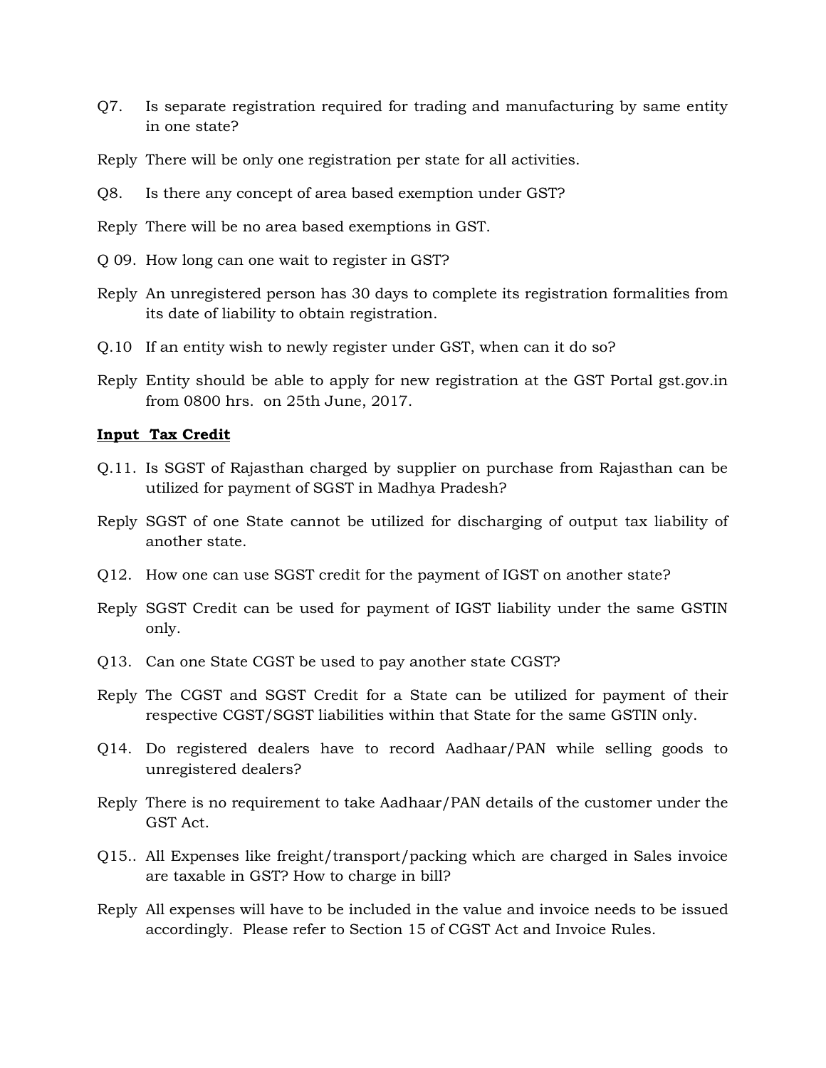Q7. Is separate registration required for trading and manufacturing by same entity in one state?

Reply There will be only one registration per state for all activities.

Q8. Is there any concept of area based exemption under GST?

Reply There will be no area based exemptions in GST.

Q 09. How long can one wait to register in GST?

Reply An unregistered person has 30 days to complete its registration formalities from its date of liability to obtain registration.

Q.10 If an entity wish to newly register under GST, when can it do so?

Reply Entity should be able to apply for new registration at the GST Portal gst.gov.in from 0800 hrs. on 25th June, 2017.

**<u>Input Tax Credit</u>**

Q.11. Is SGST of Rajasthan charged by supplier on purchase from Rajasthan can be utilized for payment of SGST in Madhya Pradesh?

Reply SGST of one State cannot be utilized for discharging of output tax liability of another state.

Q12. How one can use SGST credit for the payment of IGST on another state?

Reply SGST Credit can be used for payment of IGST liability under the same GSTIN only.

Q13. Can one State CGST be used to pay another state CGST?

Reply The CGST and SGST Credit for a State can be utilized for payment of their respective CGST/SGST liabilities within that State for the same GSTIN only.

Q14. Do registered dealers have to record Aadhaar/PAN while selling goods to unregistered dealers?

Reply There is no requirement to take Aadhaar/PAN details of the customer under the GST Act.

Q15.. All Expenses like freight/transport/packing which are charged in Sales invoice are taxable in GST? How to charge in bill?

Reply All expenses will have to be included in the value and invoice needs to be issued accordingly. Please refer to Section 15 of CGST Act and Invoice Rules.